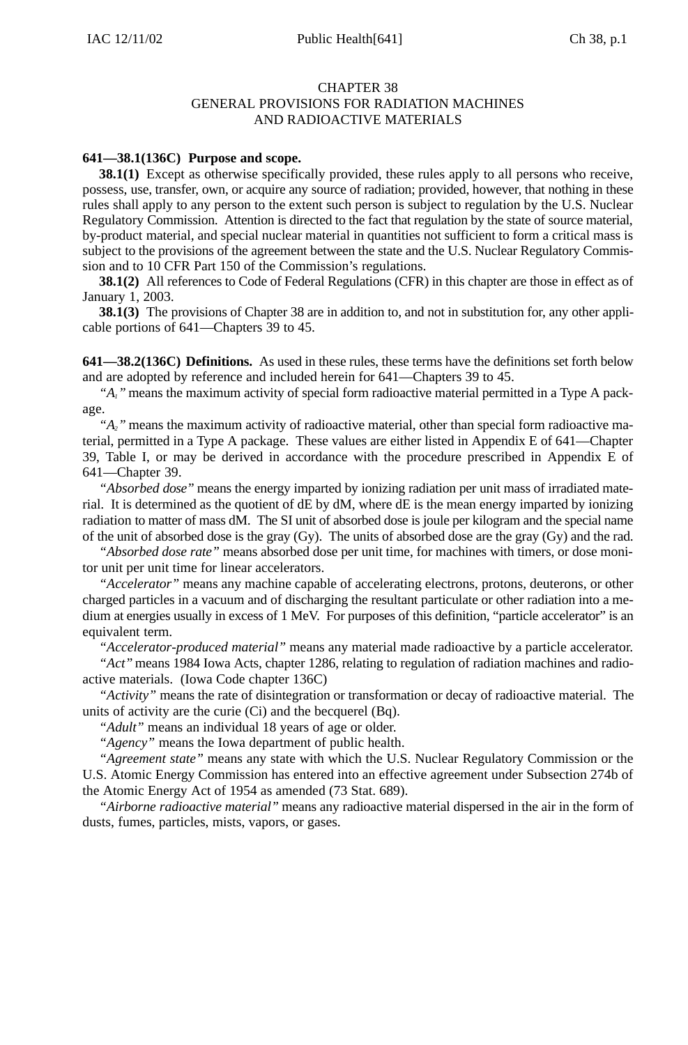# CHAPTER 38
# GENERAL PROVISIONS FOR RADIATION MACHINES AND RADIOACTIVE MATERIALS

**641—38.1(136C) Purpose and scope.**

**38.1(1)** Except as otherwise specifically provided, these rules apply to all persons who receive, possess, use, transfer, own, or acquire any source of radiation; provided, however, that nothing in these rules shall apply to any person to the extent such person is subject to regulation by the U.S. Nuclear Regulatory Commission. Attention is directed to the fact that regulation by the state of source material, by-product material, and special nuclear material in quantities not sufficient to form a critical mass is subject to the provisions of the agreement between the state and the U.S. Nuclear Regulatory Commission and to 10 CFR Part 150 of the Commission's regulations.

**38.1(2)** All references to Code of Federal Regulations (CFR) in this chapter are those in effect as of January 1, 2003.

**38.1(3)** The provisions of Chapter 38 are in addition to, and not in substitution for, any other applicable portions of 641—Chapters 39 to 45.

**641—38.2(136C) Definitions.** As used in these rules, these terms have the definitions set forth below and are adopted by reference and included herein for 641—Chapters 39 to 45.

"*$A_1$*" means the maximum activity of special form radioactive material permitted in a Type A package.

"*$A_2$*" means the maximum activity of radioactive material, other than special form radioactive material, permitted in a Type A package. These values are either listed in Appendix E of 641—Chapter 39, Table I, or may be derived in accordance with the procedure prescribed in Appendix E of 641—Chapter 39.

"*Absorbed dose*" means the energy imparted by ionizing radiation per unit mass of irradiated material. It is determined as the quotient of dE by dM, where dE is the mean energy imparted by ionizing radiation to matter of mass dM. The SI unit of absorbed dose is joule per kilogram and the special name of the unit of absorbed dose is the gray (Gy). The units of absorbed dose are the gray (Gy) and the rad.

"*Absorbed dose rate*" means absorbed dose per unit time, for machines with timers, or dose monitor unit per unit time for linear accelerators.

"*Accelerator*" means any machine capable of accelerating electrons, protons, deuterons, or other charged particles in a vacuum and of discharging the resultant particulate or other radiation into a medium at energies usually in excess of 1 MeV. For purposes of this definition, "particle accelerator" is an equivalent term.

"*Accelerator-produced material*" means any material made radioactive by a particle accelerator.

"*Act*" means 1984 Iowa Acts, chapter 1286, relating to regulation of radiation machines and radioactive materials. (Iowa Code chapter 136C)

"*Activity*" means the rate of disintegration or transformation or decay of radioactive material. The units of activity are the curie (Ci) and the becquerel (Bq).

"*Adult*" means an individual 18 years of age or older.

"*Agency*" means the Iowa department of public health.

"*Agreement state*" means any state with which the U.S. Nuclear Regulatory Commission or the U.S. Atomic Energy Commission has entered into an effective agreement under Subsection 274b of the Atomic Energy Act of 1954 as amended (73 Stat. 689).

"*Airborne radioactive material*" means any radioactive material dispersed in the air in the form of dusts, fumes, particles, mists, vapors, or gases.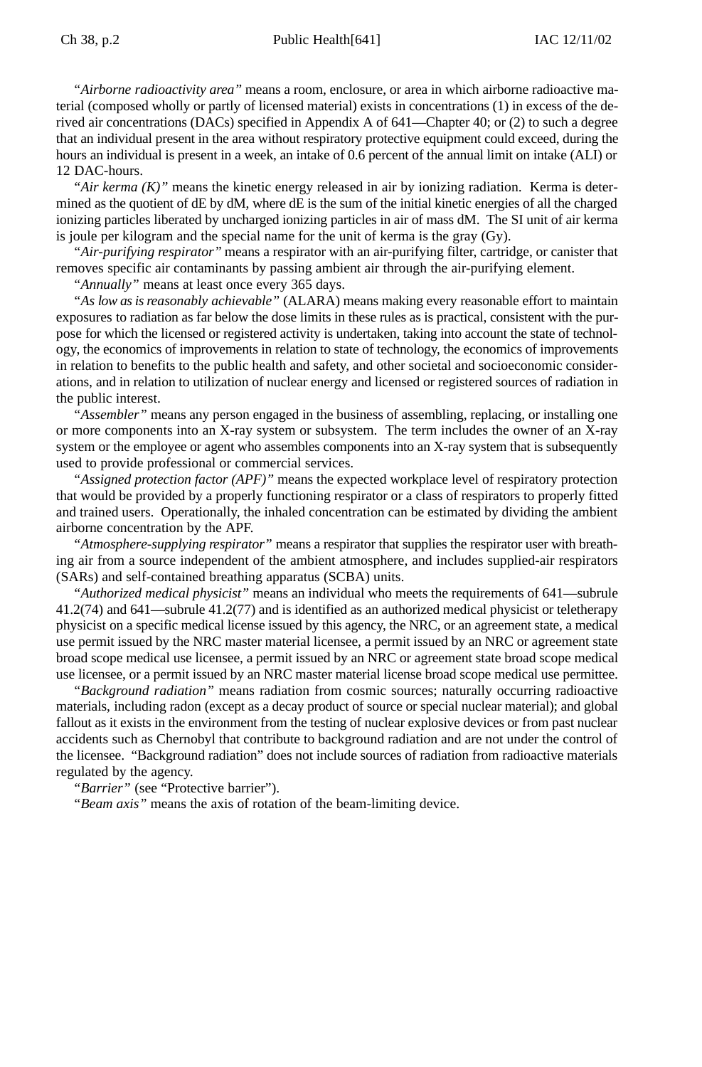"*Airborne radioactivity area*" means a room, enclosure, or area in which airborne radioactive material (composed wholly or partly of licensed material) exists in concentrations (1) in excess of the derived air concentrations (DACs) specified in Appendix A of 641—Chapter 40; or (2) to such a degree that an individual present in the area without respiratory protective equipment could exceed, during the hours an individual is present in a week, an intake of 0.6 percent of the annual limit on intake (ALI) or 12 DAC-hours.

"*Air kerma (K)*" means the kinetic energy released in air by ionizing radiation. Kerma is determined as the quotient of dE by dM, where dE is the sum of the initial kinetic energies of all the charged ionizing particles liberated by uncharged ionizing particles in air of mass dM. The SI unit of air kerma is joule per kilogram and the special name for the unit of kerma is the gray (Gy).

"*Air-purifying respirator*" means a respirator with an air-purifying filter, cartridge, or canister that removes specific air contaminants by passing ambient air through the air-purifying element.

"*Annually*" means at least once every 365 days.

"*As low as is reasonably achievable*" (ALARA) means making every reasonable effort to maintain exposures to radiation as far below the dose limits in these rules as is practical, consistent with the purpose for which the licensed or registered activity is undertaken, taking into account the state of technology, the economics of improvements in relation to state of technology, the economics of improvements in relation to benefits to the public health and safety, and other societal and socioeconomic considerations, and in relation to utilization of nuclear energy and licensed or registered sources of radiation in the public interest.

"*Assembler*" means any person engaged in the business of assembling, replacing, or installing one or more components into an X-ray system or subsystem. The term includes the owner of an X-ray system or the employee or agent who assembles components into an X-ray system that is subsequently used to provide professional or commercial services.

"*Assigned protection factor (APF)*" means the expected workplace level of respiratory protection that would be provided by a properly functioning respirator or a class of respirators to properly fitted and trained users. Operationally, the inhaled concentration can be estimated by dividing the ambient airborne concentration by the APF.

"*Atmosphere-supplying respirator*" means a respirator that supplies the respirator user with breathing air from a source independent of the ambient atmosphere, and includes supplied-air respirators (SARs) and self-contained breathing apparatus (SCBA) units.

"*Authorized medical physicist*" means an individual who meets the requirements of 641—subrule 41.2(74) and 641—subrule 41.2(77) and is identified as an authorized medical physicist or teletherapy physicist on a specific medical license issued by this agency, the NRC, or an agreement state, a medical use permit issued by the NRC master material licensee, a permit issued by an NRC or agreement state broad scope medical use licensee, a permit issued by an NRC or agreement state broad scope medical use licensee, or a permit issued by an NRC master material license broad scope medical use permittee.

"*Background radiation*" means radiation from cosmic sources; naturally occurring radioactive materials, including radon (except as a decay product of source or special nuclear material); and global fallout as it exists in the environment from the testing of nuclear explosive devices or from past nuclear accidents such as Chernobyl that contribute to background radiation and are not under the control of the licensee. "Background radiation" does not include sources of radiation from radioactive materials regulated by the agency.

"*Barrier*" (see "Protective barrier").

"*Beam axis*" means the axis of rotation of the beam-limiting device.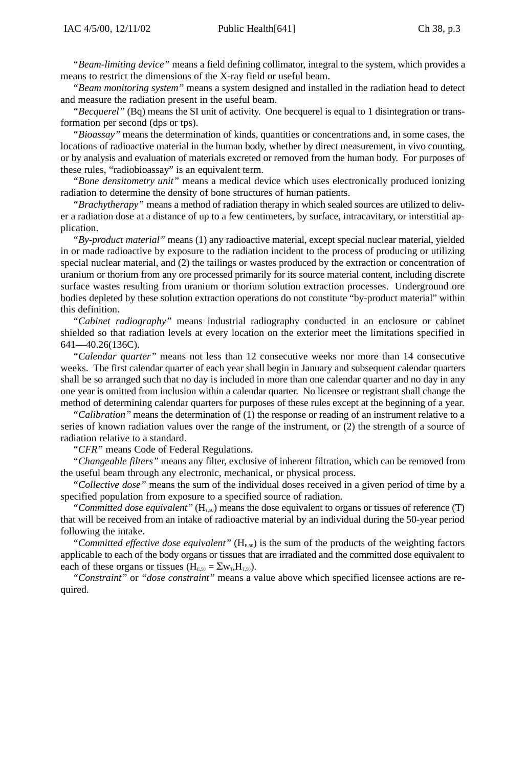*"Beam-limiting device"* means a field defining collimator, integral to the system, which provides a means to restrict the dimensions of the X-ray field or useful beam.

*"Beam monitoring system"* means a system designed and installed in the radiation head to detect and measure the radiation present in the useful beam.

*"Becquerel"* (Bq) means the SI unit of activity. One becquerel is equal to 1 disintegration or transformation per second (dps or tps).

*"Bioassay"* means the determination of kinds, quantities or concentrations and, in some cases, the locations of radioactive material in the human body, whether by direct measurement, in vivo counting, or by analysis and evaluation of materials excreted or removed from the human body. For purposes of these rules, "radiobioassay" is an equivalent term.

*"Bone densitometry unit"* means a medical device which uses electronically produced ionizing radiation to determine the density of bone structures of human patients.

*"Brachytherapy"* means a method of radiation therapy in which sealed sources are utilized to deliver a radiation dose at a distance of up to a few centimeters, by surface, intracavitary, or interstitial application.

*"By-product material"* means (1) any radioactive material, except special nuclear material, yielded in or made radioactive by exposure to the radiation incident to the process of producing or utilizing special nuclear material, and (2) the tailings or wastes produced by the extraction or concentration of uranium or thorium from any ore processed primarily for its source material content, including discrete surface wastes resulting from uranium or thorium solution extraction processes. Underground ore bodies depleted by these solution extraction operations do not constitute "by-product material" within this definition.

*"Cabinet radiography"* means industrial radiography conducted in an enclosure or cabinet shielded so that radiation levels at every location on the exterior meet the limitations specified in 641—40.26(136C).

*"Calendar quarter"* means not less than 12 consecutive weeks nor more than 14 consecutive weeks. The first calendar quarter of each year shall begin in January and subsequent calendar quarters shall be so arranged such that no day is included in more than one calendar quarter and no day in any one year is omitted from inclusion within a calendar quarter. No licensee or registrant shall change the method of determining calendar quarters for purposes of these rules except at the beginning of a year.

*"Calibration"* means the determination of (1) the response or reading of an instrument relative to a series of known radiation values over the range of the instrument, or (2) the strength of a source of radiation relative to a standard.

*"CFR"* means Code of Federal Regulations.

*"Changeable filters"* means any filter, exclusive of inherent filtration, which can be removed from the useful beam through any electronic, mechanical, or physical process.

*"Collective dose"* means the sum of the individual doses received in a given period of time by a specified population from exposure to a specified source of radiation.

*"Committed dose equivalent"* ($H_{T,50}$) means the dose equivalent to organs or tissues of reference (T) that will be received from an intake of radioactive material by an individual during the 50-year period following the intake.

*"Committed effective dose equivalent"* ($H_{E,50}$) is the sum of the products of the weighting factors applicable to each of the body organs or tissues that are irradiated and the committed dose equivalent to each of these organs or tissues ($H_{E,50} = \Sigma w_T H_{T,50}$).

*"Constraint"* or *"dose constraint"* means a value above which specified licensee actions are required.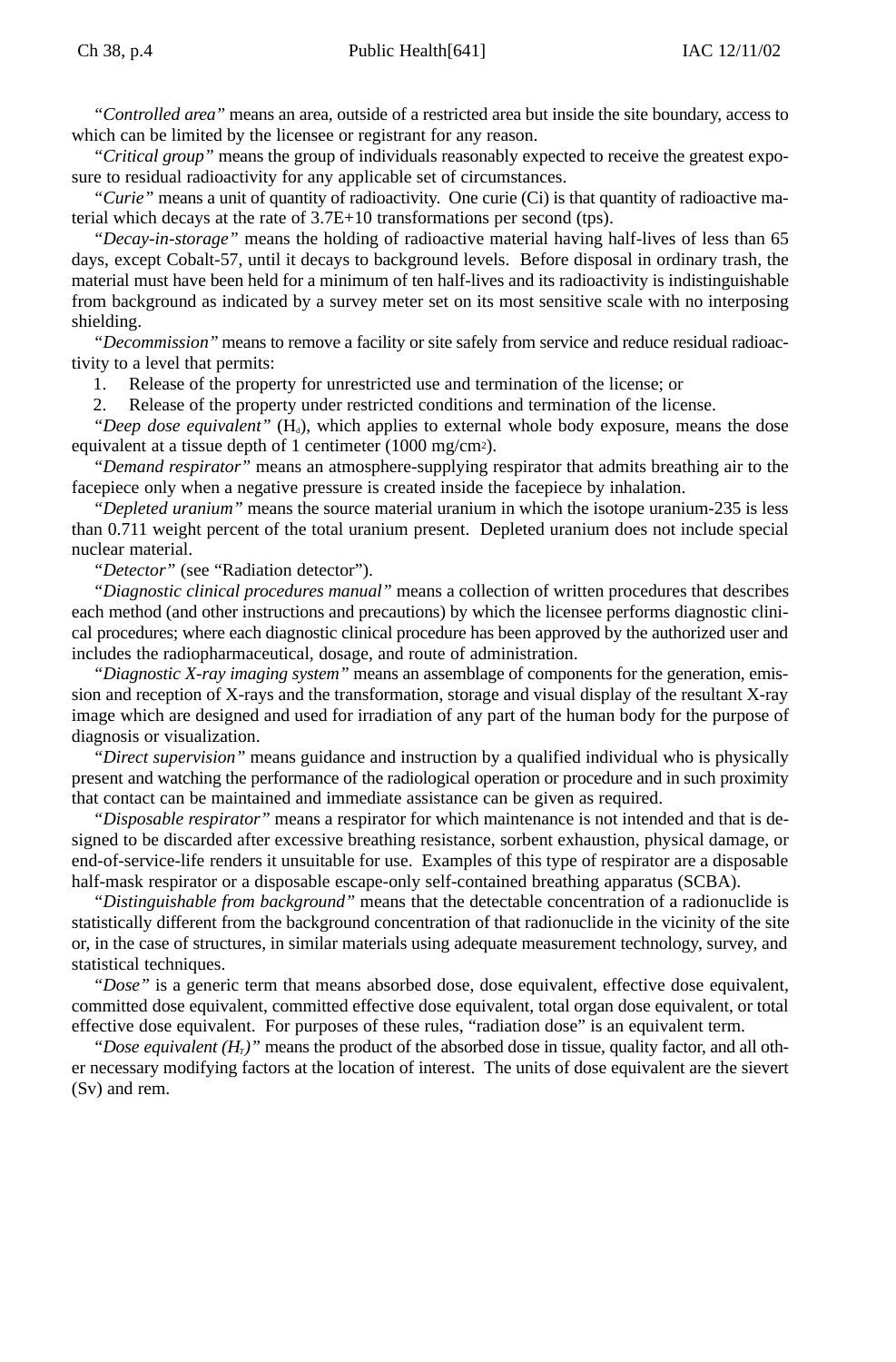*"Controlled area"* means an area, outside of a restricted area but inside the site boundary, access to which can be limited by the licensee or registrant for any reason.

*"Critical group"* means the group of individuals reasonably expected to receive the greatest exposure to residual radioactivity for any applicable set of circumstances.

*"Curie"* means a unit of quantity of radioactivity. One curie (Ci) is that quantity of radioactive material which decays at the rate of 3.7E+10 transformations per second (tps).

*"Decay-in-storage"* means the holding of radioactive material having half-lives of less than 65 days, except Cobalt-57, until it decays to background levels. Before disposal in ordinary trash, the material must have been held for a minimum of ten half-lives and its radioactivity is indistinguishable from background as indicated by a survey meter set on its most sensitive scale with no interposing shielding.

*"Decommission"* means to remove a facility or site safely from service and reduce residual radioactivity to a level that permits:

1. Release of the property for unrestricted use and termination of the license; or
2. Release of the property under restricted conditions and termination of the license.

*"Deep dose equivalent"* ($H_d$), which applies to external whole body exposure, means the dose equivalent at a tissue depth of 1 centimeter (1000 $mg/cm^2$).

*"Demand respirator"* means an atmosphere-supplying respirator that admits breathing air to the facepiece only when a negative pressure is created inside the facepiece by inhalation.

*"Depleted uranium"* means the source material uranium in which the isotope uranium-235 is less than 0.711 weight percent of the total uranium present. Depleted uranium does not include special nuclear material.

*"Detector"* (see "Radiation detector").

*"Diagnostic clinical procedures manual"* means a collection of written procedures that describes each method (and other instructions and precautions) by which the licensee performs diagnostic clinical procedures; where each diagnostic clinical procedure has been approved by the authorized user and includes the radiopharmaceutical, dosage, and route of administration.

*"Diagnostic X-ray imaging system"* means an assemblage of components for the generation, emission and reception of X-rays and the transformation, storage and visual display of the resultant X-ray image which are designed and used for irradiation of any part of the human body for the purpose of diagnosis or visualization.

*"Direct supervision"* means guidance and instruction by a qualified individual who is physically present and watching the performance of the radiological operation or procedure and in such proximity that contact can be maintained and immediate assistance can be given as required.

*"Disposable respirator"* means a respirator for which maintenance is not intended and that is designed to be discarded after excessive breathing resistance, sorbent exhaustion, physical damage, or end-of-service-life renders it unsuitable for use. Examples of this type of respirator are a disposable half-mask respirator or a disposable escape-only self-contained breathing apparatus (SCBA).

*"Distinguishable from background"* means that the detectable concentration of a radionuclide is statistically different from the background concentration of that radionuclide in the vicinity of the site or, in the case of structures, in similar materials using adequate measurement technology, survey, and statistical techniques.

*"Dose"* is a generic term that means absorbed dose, dose equivalent, effective dose equivalent, committed dose equivalent, committed effective dose equivalent, total organ dose equivalent, or total effective dose equivalent. For purposes of these rules, "radiation dose" is an equivalent term.

*"Dose equivalent ($H_T$)"* means the product of the absorbed dose in tissue, quality factor, and all other necessary modifying factors at the location of interest. The units of dose equivalent are the sievert (Sv) and rem.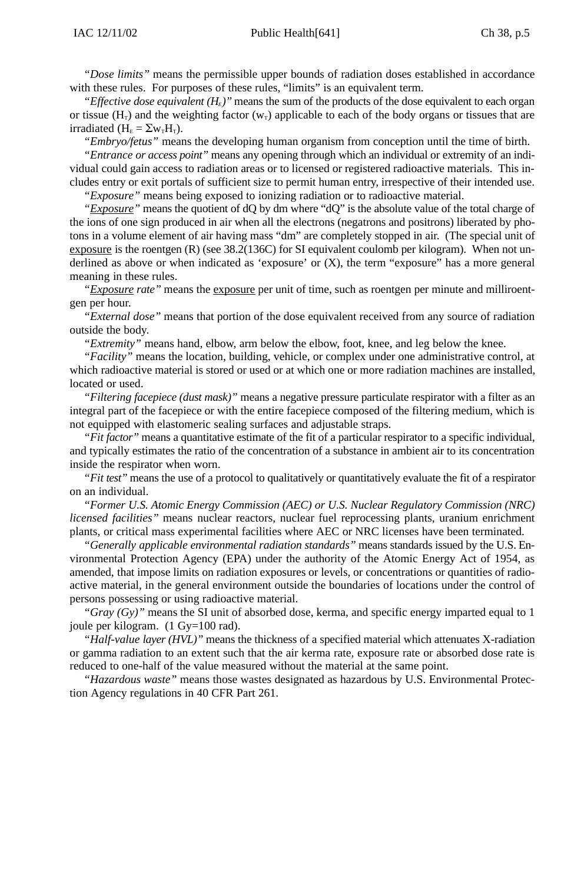"*Dose limits*" means the permissible upper bounds of radiation doses established in accordance with these rules. For purposes of these rules, "limits" is an equivalent term.

"*Effective dose equivalent ($H_E$)*" means the sum of the products of the dose equivalent to each organ or tissue ($H_T$) and the weighting factor ($w_T$) applicable to each of the body organs or tissues that are irradiated ($H_E = \Sigma w_T H_T$).

"*Embryo/fetus*" means the developing human organism from conception until the time of birth.

"*Entrance or access point*" means any opening through which an individual or extremity of an individual could gain access to radiation areas or to licensed or registered radioactive materials. This includes entry or exit portals of sufficient size to permit human entry, irrespective of their intended use.

"*Exposure*" means being exposed to ionizing radiation or to radioactive material.

"*<u>Exposure</u>*" means the quotient of dQ by dm where "dQ" is the absolute value of the total charge of the ions of one sign produced in air when all the electrons (negatrons and positrons) liberated by photons in a volume element of air having mass "dm" are completely stopped in air. (The special unit of <u>exposure</u> is the roentgen (R) (see 38.2(136C) for SI equivalent coulomb per kilogram). When not underlined as above or when indicated as 'exposure' or (X), the term "exposure" has a more general meaning in these rules.

"*<u>Exposure</u> rate*" means the <u>exposure</u> per unit of time, such as roentgen per minute and milliroentgen per hour.

"*External dose*" means that portion of the dose equivalent received from any source of radiation outside the body.

"*Extremity*" means hand, elbow, arm below the elbow, foot, knee, and leg below the knee.

"*Facility*" means the location, building, vehicle, or complex under one administrative control, at which radioactive material is stored or used or at which one or more radiation machines are installed, located or used.

"*Filtering facepiece (dust mask)*" means a negative pressure particulate respirator with a filter as an integral part of the facepiece or with the entire facepiece composed of the filtering medium, which is not equipped with elastomeric sealing surfaces and adjustable straps.

"*Fit factor*" means a quantitative estimate of the fit of a particular respirator to a specific individual, and typically estimates the ratio of the concentration of a substance in ambient air to its concentration inside the respirator when worn.

"*Fit test*" means the use of a protocol to qualitatively or quantitatively evaluate the fit of a respirator on an individual.

"*Former U.S. Atomic Energy Commission (AEC) or U.S. Nuclear Regulatory Commission (NRC) licensed facilities*" means nuclear reactors, nuclear fuel reprocessing plants, uranium enrichment plants, or critical mass experimental facilities where AEC or NRC licenses have been terminated.

"*Generally applicable environmental radiation standards*" means standards issued by the U.S. Environmental Protection Agency (EPA) under the authority of the Atomic Energy Act of 1954, as amended, that impose limits on radiation exposures or levels, or concentrations or quantities of radioactive material, in the general environment outside the boundaries of locations under the control of persons possessing or using radioactive material.

"*Gray (Gy)*" means the SI unit of absorbed dose, kerma, and specific energy imparted equal to 1 joule per kilogram. (1 Gy=100 rad).

"*Half-value layer (HVL)*" means the thickness of a specified material which attenuates X-radiation or gamma radiation to an extent such that the air kerma rate, exposure rate or absorbed dose rate is reduced to one-half of the value measured without the material at the same point.

"*Hazardous waste*" means those wastes designated as hazardous by U.S. Environmental Protection Agency regulations in 40 CFR Part 261.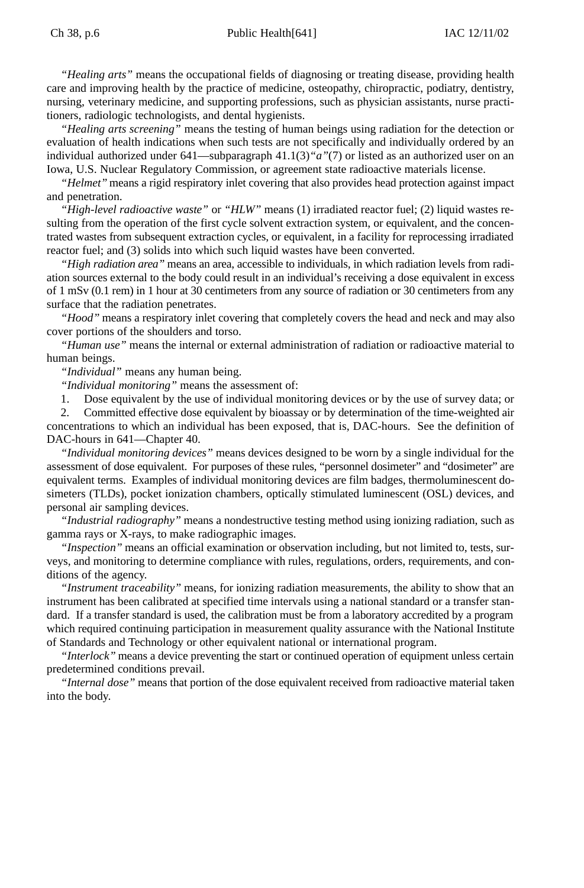"*Healing arts*" means the occupational fields of diagnosing or treating disease, providing health care and improving health by the practice of medicine, osteopathy, chiropractic, podiatry, dentistry, nursing, veterinary medicine, and supporting professions, such as physician assistants, nurse practitioners, radiologic technologists, and dental hygienists.

"*Healing arts screening*" means the testing of human beings using radiation for the detection or evaluation of health indications when such tests are not specifically and individually ordered by an individual authorized under 641—subparagraph 41.1(3)"*a*"(7) or listed as an authorized user on an Iowa, U.S. Nuclear Regulatory Commission, or agreement state radioactive materials license.

"*Helmet*" means a rigid respiratory inlet covering that also provides head protection against impact and penetration.

"*High-level radioactive waste*" or "*HLW*" means (1) irradiated reactor fuel; (2) liquid wastes resulting from the operation of the first cycle solvent extraction system, or equivalent, and the concentrated wastes from subsequent extraction cycles, or equivalent, in a facility for reprocessing irradiated reactor fuel; and (3) solids into which such liquid wastes have been converted.

"*High radiation area*" means an area, accessible to individuals, in which radiation levels from radiation sources external to the body could result in an individual's receiving a dose equivalent in excess of 1 mSv (0.1 rem) in 1 hour at 30 centimeters from any source of radiation or 30 centimeters from any surface that the radiation penetrates.

"*Hood*" means a respiratory inlet covering that completely covers the head and neck and may also cover portions of the shoulders and torso.

"*Human use*" means the internal or external administration of radiation or radioactive material to human beings.

"*Individual*" means any human being.

"*Individual monitoring*" means the assessment of:

1. Dose equivalent by the use of individual monitoring devices or by the use of survey data; or
2. Committed effective dose equivalent by bioassay or by determination of the time-weighted air concentrations to which an individual has been exposed, that is, DAC-hours. See the definition of DAC-hours in 641—Chapter 40.

"*Individual monitoring devices*" means devices designed to be worn by a single individual for the assessment of dose equivalent. For purposes of these rules, "personnel dosimeter" and "dosimeter" are equivalent terms. Examples of individual monitoring devices are film badges, thermoluminescent dosimeters (TLDs), pocket ionization chambers, optically stimulated luminescent (OSL) devices, and personal air sampling devices.

"*Industrial radiography*" means a nondestructive testing method using ionizing radiation, such as gamma rays or X-rays, to make radiographic images.

"*Inspection*" means an official examination or observation including, but not limited to, tests, surveys, and monitoring to determine compliance with rules, regulations, orders, requirements, and conditions of the agency.

"*Instrument traceability*" means, for ionizing radiation measurements, the ability to show that an instrument has been calibrated at specified time intervals using a national standard or a transfer standard. If a transfer standard is used, the calibration must be from a laboratory accredited by a program which required continuing participation in measurement quality assurance with the National Institute of Standards and Technology or other equivalent national or international program.

"*Interlock*" means a device preventing the start or continued operation of equipment unless certain predetermined conditions prevail.

"*Internal dose*" means that portion of the dose equivalent received from radioactive material taken into the body.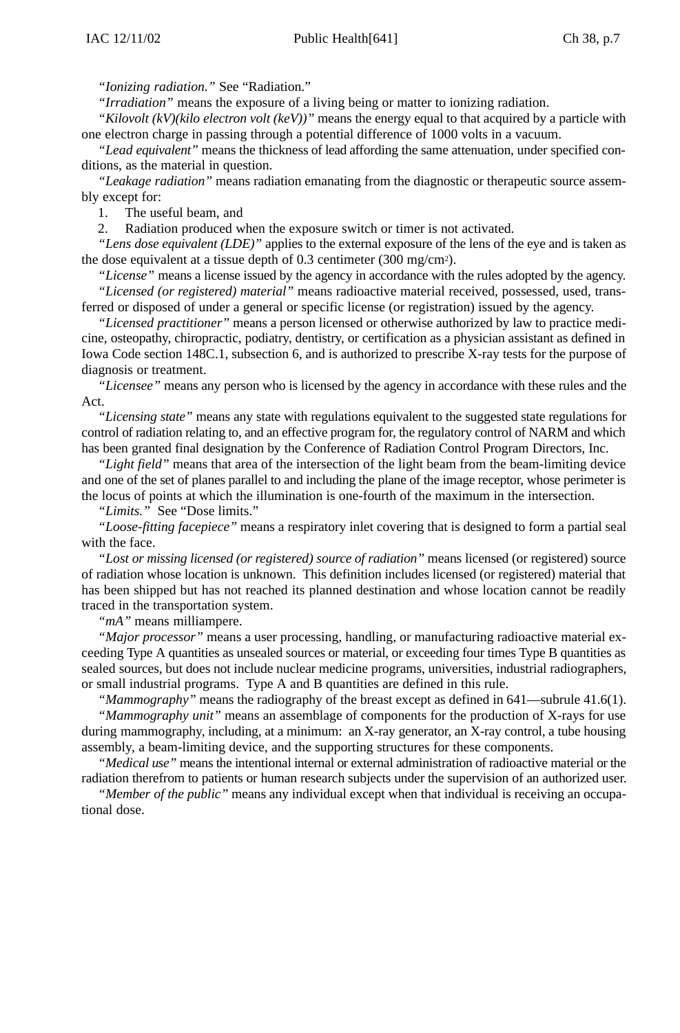"*Ionizing radiation.*" See "Radiation."

"*Irradiation*" means the exposure of a living being or matter to ionizing radiation.

"*Kilovolt (kV)(kilo electron volt (keV))*" means the energy equal to that acquired by a particle with one electron charge in passing through a potential difference of 1000 volts in a vacuum.

"*Lead equivalent*" means the thickness of lead affording the same attenuation, under specified conditions, as the material in question.

"*Leakage radiation*" means radiation emanating from the diagnostic or therapeutic source assembly except for:

1. The useful beam, and
2. Radiation produced when the exposure switch or timer is not activated.

"*Lens dose equivalent (LDE)*" applies to the external exposure of the lens of the eye and is taken as the dose equivalent at a tissue depth of 0.3 centimeter (300 $mg/cm^2$).

"*License*" means a license issued by the agency in accordance with the rules adopted by the agency.

"*Licensed (or registered) material*" means radioactive material received, possessed, used, transferred or disposed of under a general or specific license (or registration) issued by the agency.

"*Licensed practitioner*" means a person licensed or otherwise authorized by law to practice medicine, osteopathy, chiropractic, podiatry, dentistry, or certification as a physician assistant as defined in Iowa Code section 148C.1, subsection 6, and is authorized to prescribe X-ray tests for the purpose of diagnosis or treatment.

"*Licensee*" means any person who is licensed by the agency in accordance with these rules and the Act.

"*Licensing state*" means any state with regulations equivalent to the suggested state regulations for control of radiation relating to, and an effective program for, the regulatory control of NARM and which has been granted final designation by the Conference of Radiation Control Program Directors, Inc.

"*Light field*" means that area of the intersection of the light beam from the beam-limiting device and one of the set of planes parallel to and including the plane of the image receptor, whose perimeter is the locus of points at which the illumination is one-fourth of the maximum in the intersection.

"*Limits.*" See "Dose limits."

"*Loose-fitting facepiece*" means a respiratory inlet covering that is designed to form a partial seal with the face.

"*Lost or missing licensed (or registered) source of radiation*" means licensed (or registered) source of radiation whose location is unknown. This definition includes licensed (or registered) material that has been shipped but has not reached its planned destination and whose location cannot be readily traced in the transportation system.

"*mA*" means milliampere.

"*Major processor*" means a user processing, handling, or manufacturing radioactive material exceeding Type A quantities as unsealed sources or material, or exceeding four times Type B quantities as sealed sources, but does not include nuclear medicine programs, universities, industrial radiographers, or small industrial programs. Type A and B quantities are defined in this rule.

"*Mammography*" means the radiography of the breast except as defined in 641—subrule 41.6(1).

"*Mammography unit*" means an assemblage of components for the production of X-rays for use during mammography, including, at a minimum: an X-ray generator, an X-ray control, a tube housing assembly, a beam-limiting device, and the supporting structures for these components.

"*Medical use*" means the intentional internal or external administration of radioactive material or the radiation therefrom to patients or human research subjects under the supervision of an authorized user.

"*Member of the public*" means any individual except when that individual is receiving an occupational dose.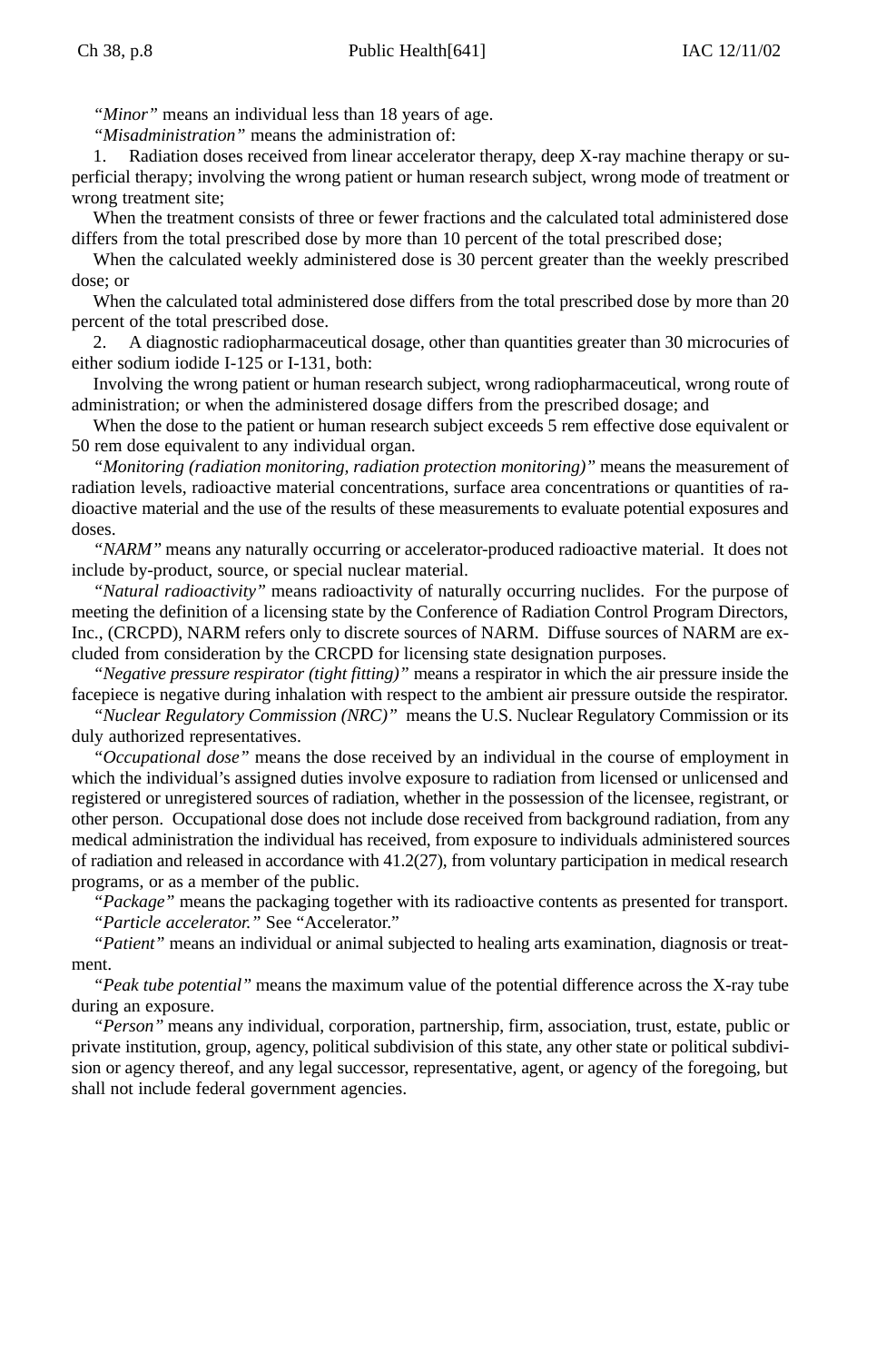*"Minor"* means an individual less than 18 years of age.

*"Misadministration"* means the administration of:

1. Radiation doses received from linear accelerator therapy, deep X-ray machine therapy or superficial therapy; involving the wrong patient or human research subject, wrong mode of treatment or wrong treatment site;

When the treatment consists of three or fewer fractions and the calculated total administered dose differs from the total prescribed dose by more than 10 percent of the total prescribed dose;

When the calculated weekly administered dose is 30 percent greater than the weekly prescribed dose; or

When the calculated total administered dose differs from the total prescribed dose by more than 20 percent of the total prescribed dose.

2. A diagnostic radiopharmaceutical dosage, other than quantities greater than 30 microcuries of either sodium iodide I-125 or I-131, both:

Involving the wrong patient or human research subject, wrong radiopharmaceutical, wrong route of administration; or when the administered dosage differs from the prescribed dosage; and

When the dose to the patient or human research subject exceeds 5 rem effective dose equivalent or 50 rem dose equivalent to any individual organ.

*"Monitoring (radiation monitoring, radiation protection monitoring)"* means the measurement of radiation levels, radioactive material concentrations, surface area concentrations or quantities of radioactive material and the use of the results of these measurements to evaluate potential exposures and doses.

*"NARM"* means any naturally occurring or accelerator-produced radioactive material. It does not include by-product, source, or special nuclear material.

*"Natural radioactivity"* means radioactivity of naturally occurring nuclides. For the purpose of meeting the definition of a licensing state by the Conference of Radiation Control Program Directors, Inc., (CRCPD), NARM refers only to discrete sources of NARM. Diffuse sources of NARM are excluded from consideration by the CRCPD for licensing state designation purposes.

*"Negative pressure respirator (tight fitting)"* means a respirator in which the air pressure inside the facepiece is negative during inhalation with respect to the ambient air pressure outside the respirator.

*"Nuclear Regulatory Commission (NRC)"* means the U.S. Nuclear Regulatory Commission or its duly authorized representatives.

*"Occupational dose"* means the dose received by an individual in the course of employment in which the individual's assigned duties involve exposure to radiation from licensed or unlicensed and registered or unregistered sources of radiation, whether in the possession of the licensee, registrant, or other person. Occupational dose does not include dose received from background radiation, from any medical administration the individual has received, from exposure to individuals administered sources of radiation and released in accordance with 41.2(27), from voluntary participation in medical research programs, or as a member of the public.

*"Package"* means the packaging together with its radioactive contents as presented for transport.

*"Particle accelerator."* See "Accelerator."

*"Patient"* means an individual or animal subjected to healing arts examination, diagnosis or treatment.

*"Peak tube potential"* means the maximum value of the potential difference across the X-ray tube during an exposure.

*"Person"* means any individual, corporation, partnership, firm, association, trust, estate, public or private institution, group, agency, political subdivision of this state, any other state or political subdivision or agency thereof, and any legal successor, representative, agent, or agency of the foregoing, but shall not include federal government agencies.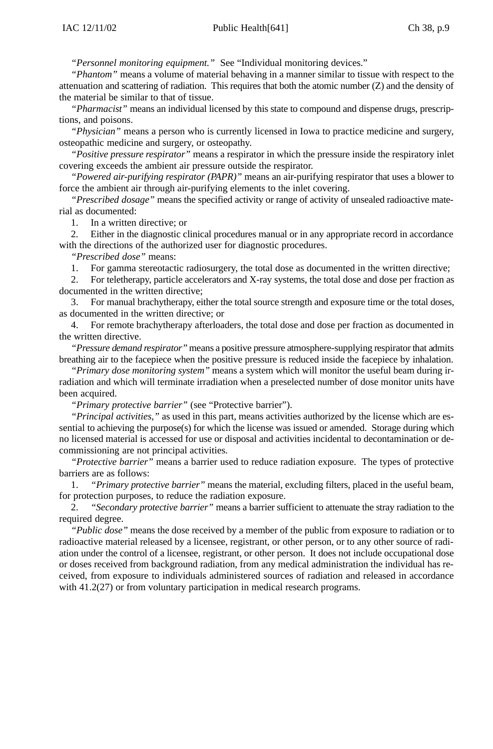"*Personnel monitoring equipment.*" See "Individual monitoring devices."

"*Phantom*" means a volume of material behaving in a manner similar to tissue with respect to the attenuation and scattering of radiation. This requires that both the atomic number (Z) and the density of the material be similar to that of tissue.

"*Pharmacist*" means an individual licensed by this state to compound and dispense drugs, prescriptions, and poisons.

"*Physician*" means a person who is currently licensed in Iowa to practice medicine and surgery, osteopathic medicine and surgery, or osteopathy.

"*Positive pressure respirator*" means a respirator in which the pressure inside the respiratory inlet covering exceeds the ambient air pressure outside the respirator.

"*Powered air-purifying respirator (PAPR)*" means an air-purifying respirator that uses a blower to force the ambient air through air-purifying elements to the inlet covering.

"*Prescribed dosage*" means the specified activity or range of activity of unsealed radioactive material as documented:

1. In a written directive; or
2. Either in the diagnostic clinical procedures manual or in any appropriate record in accordance with the directions of the authorized user for diagnostic procedures.

"*Prescribed dose*" means:

1. For gamma stereotactic radiosurgery, the total dose as documented in the written directive;
2. For teletherapy, particle accelerators and X-ray systems, the total dose and dose per fraction as documented in the written directive;
3. For manual brachytherapy, either the total source strength and exposure time or the total doses, as documented in the written directive; or
4. For remote brachytherapy afterloaders, the total dose and dose per fraction as documented in the written directive.

"*Pressure demand respirator*" means a positive pressure atmosphere-supplying respirator that admits breathing air to the facepiece when the positive pressure is reduced inside the facepiece by inhalation.

"*Primary dose monitoring system*" means a system which will monitor the useful beam during irradiation and which will terminate irradiation when a preselected number of dose monitor units have been acquired.

"*Primary protective barrier*" (see "Protective barrier").

"*Principal activities,*" as used in this part, means activities authorized by the license which are essential to achieving the purpose(s) for which the license was issued or amended. Storage during which no licensed material is accessed for use or disposal and activities incidental to decontamination or decommissioning are not principal activities.

"*Protective barrier*" means a barrier used to reduce radiation exposure. The types of protective barriers are as follows:

1. "*Primary protective barrier*" means the material, excluding filters, placed in the useful beam, for protection purposes, to reduce the radiation exposure.
2. "*Secondary protective barrier*" means a barrier sufficient to attenuate the stray radiation to the required degree.

"*Public dose*" means the dose received by a member of the public from exposure to radiation or to radioactive material released by a licensee, registrant, or other person, or to any other source of radiation under the control of a licensee, registrant, or other person. It does not include occupational dose or doses received from background radiation, from any medical administration the individual has received, from exposure to individuals administered sources of radiation and released in accordance with 41.2(27) or from voluntary participation in medical research programs.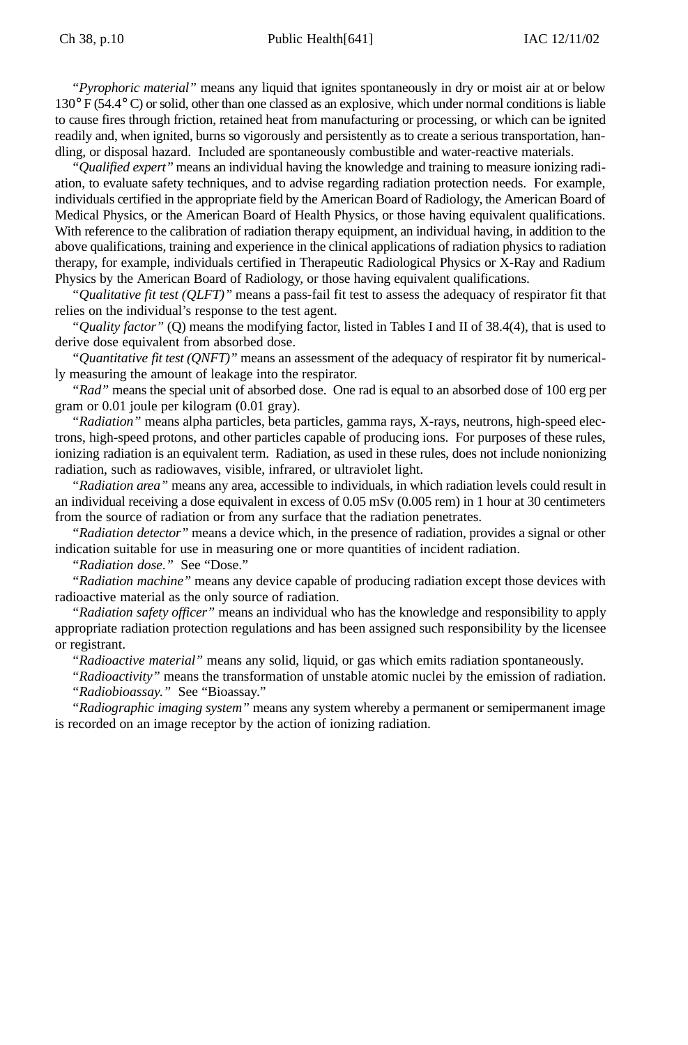"*Pyrophoric material*" means any liquid that ignites spontaneously in dry or moist air at or below 130° F (54.4° C) or solid, other than one classed as an explosive, which under normal conditions is liable to cause fires through friction, retained heat from manufacturing or processing, or which can be ignited readily and, when ignited, burns so vigorously and persistently as to create a serious transportation, handling, or disposal hazard. Included are spontaneously combustible and water-reactive materials.

"*Qualified expert*" means an individual having the knowledge and training to measure ionizing radiation, to evaluate safety techniques, and to advise regarding radiation protection needs. For example, individuals certified in the appropriate field by the American Board of Radiology, the American Board of Medical Physics, or the American Board of Health Physics, or those having equivalent qualifications. With reference to the calibration of radiation therapy equipment, an individual having, in addition to the above qualifications, training and experience in the clinical applications of radiation physics to radiation therapy, for example, individuals certified in Therapeutic Radiological Physics or X-Ray and Radium Physics by the American Board of Radiology, or those having equivalent qualifications.

"*Qualitative fit test (QLFT)*" means a pass-fail fit test to assess the adequacy of respirator fit that relies on the individual's response to the test agent.

"*Quality factor*" (Q) means the modifying factor, listed in Tables I and II of 38.4(4), that is used to derive dose equivalent from absorbed dose.

"*Quantitative fit test (QNFT)*" means an assessment of the adequacy of respirator fit by numerically measuring the amount of leakage into the respirator.

"*Rad*" means the special unit of absorbed dose. One rad is equal to an absorbed dose of 100 erg per gram or 0.01 joule per kilogram (0.01 gray).

"*Radiation*" means alpha particles, beta particles, gamma rays, X-rays, neutrons, high-speed electrons, high-speed protons, and other particles capable of producing ions. For purposes of these rules, ionizing radiation is an equivalent term. Radiation, as used in these rules, does not include nonionizing radiation, such as radiowaves, visible, infrared, or ultraviolet light.

"*Radiation area*" means any area, accessible to individuals, in which radiation levels could result in an individual receiving a dose equivalent in excess of 0.05 mSv (0.005 rem) in 1 hour at 30 centimeters from the source of radiation or from any surface that the radiation penetrates.

"*Radiation detector*" means a device which, in the presence of radiation, provides a signal or other indication suitable for use in measuring one or more quantities of incident radiation.

"*Radiation dose.*" See "Dose."

"*Radiation machine*" means any device capable of producing radiation except those devices with radioactive material as the only source of radiation.

"*Radiation safety officer*" means an individual who has the knowledge and responsibility to apply appropriate radiation protection regulations and has been assigned such responsibility by the licensee or registrant.

"*Radioactive material*" means any solid, liquid, or gas which emits radiation spontaneously.

"*Radioactivity*" means the transformation of unstable atomic nuclei by the emission of radiation.

"*Radiobioassay.*" See "Bioassay."

"*Radiographic imaging system*" means any system whereby a permanent or semipermanent image is recorded on an image receptor by the action of ionizing radiation.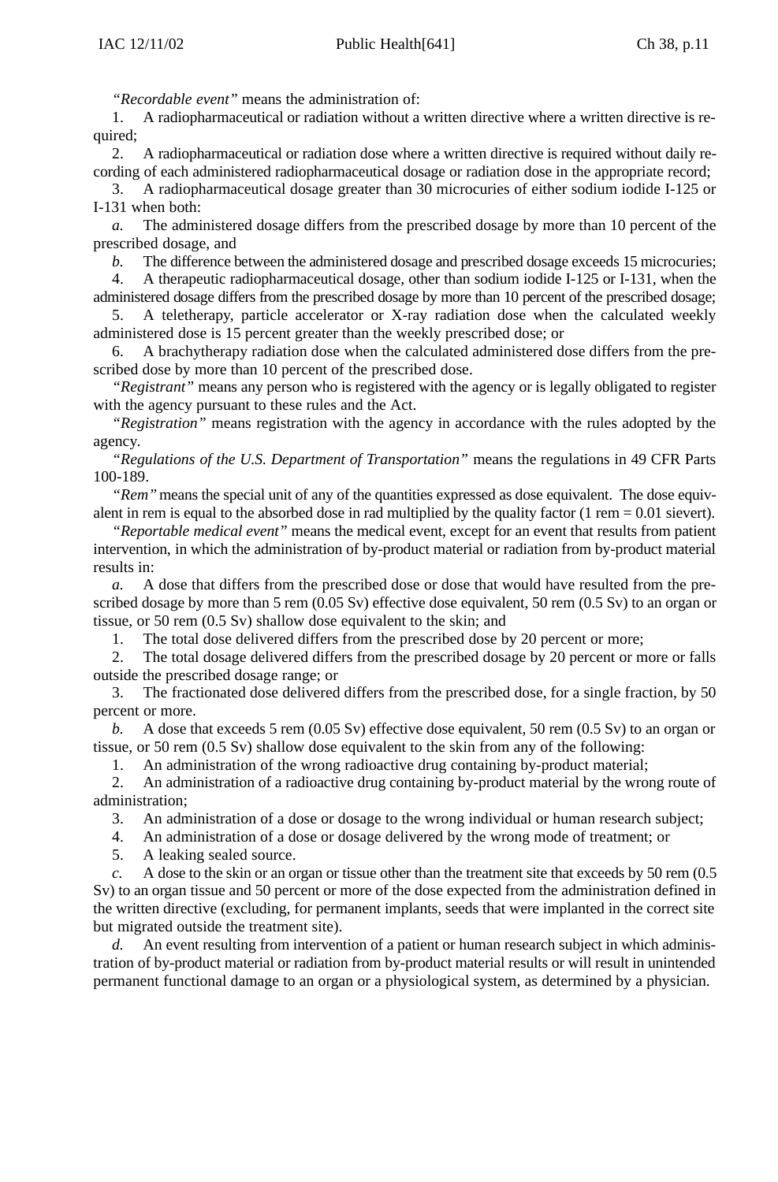*"Recordable event"* means the administration of:

1. A radiopharmaceutical or radiation without a written directive where a written directive is required;

2. A radiopharmaceutical or radiation dose where a written directive is required without daily recording of each administered radiopharmaceutical dosage or radiation dose in the appropriate record;

3. A radiopharmaceutical dosage greater than 30 microcuries of either sodium iodide I-125 or I-131 when both:

*a.* The administered dosage differs from the prescribed dosage by more than 10 percent of the prescribed dosage, and

*b.* The difference between the administered dosage and prescribed dosage exceeds 15 microcuries;

4. A therapeutic radiopharmaceutical dosage, other than sodium iodide I-125 or I-131, when the administered dosage differs from the prescribed dosage by more than 10 percent of the prescribed dosage;

5. A teletherapy, particle accelerator or X-ray radiation dose when the calculated weekly administered dose is 15 percent greater than the weekly prescribed dose; or

6. A brachytherapy radiation dose when the calculated administered dose differs from the prescribed dose by more than 10 percent of the prescribed dose.

*"Registrant"* means any person who is registered with the agency or is legally obligated to register with the agency pursuant to these rules and the Act.

*"Registration"* means registration with the agency in accordance with the rules adopted by the agency.

*"Regulations of the U.S. Department of Transportation"* means the regulations in 49 CFR Parts 100-189.

*"Rem"* means the special unit of any of the quantities expressed as dose equivalent. The dose equivalent in rem is equal to the absorbed dose in rad multiplied by the quality factor (1 rem = 0.01 sievert).

*"Reportable medical event"* means the medical event, except for an event that results from patient intervention, in which the administration of by-product material or radiation from by-product material results in:

*a.* A dose that differs from the prescribed dose or dose that would have resulted from the prescribed dosage by more than 5 rem (0.05 Sv) effective dose equivalent, 50 rem (0.5 Sv) to an organ or tissue, or 50 rem (0.5 Sv) shallow dose equivalent to the skin; and

1. The total dose delivered differs from the prescribed dose by 20 percent or more;

2. The total dosage delivered differs from the prescribed dosage by 20 percent or more or falls outside the prescribed dosage range; or

3. The fractionated dose delivered differs from the prescribed dose, for a single fraction, by 50 percent or more.

*b.* A dose that exceeds 5 rem (0.05 Sv) effective dose equivalent, 50 rem (0.5 Sv) to an organ or tissue, or 50 rem (0.5 Sv) shallow dose equivalent to the skin from any of the following:

1. An administration of the wrong radioactive drug containing by-product material;

2. An administration of a radioactive drug containing by-product material by the wrong route of administration;

3. An administration of a dose or dosage to the wrong individual or human research subject;

4. An administration of a dose or dosage delivered by the wrong mode of treatment; or

5. A leaking sealed source.

*c.* A dose to the skin or an organ or tissue other than the treatment site that exceeds by 50 rem (0.5 Sv) to an organ tissue and 50 percent or more of the dose expected from the administration defined in the written directive (excluding, for permanent implants, seeds that were implanted in the correct site but migrated outside the treatment site).

*d.* An event resulting from intervention of a patient or human research subject in which administration of by-product material or radiation from by-product material results or will result in unintended permanent functional damage to an organ or a physiological system, as determined by a physician.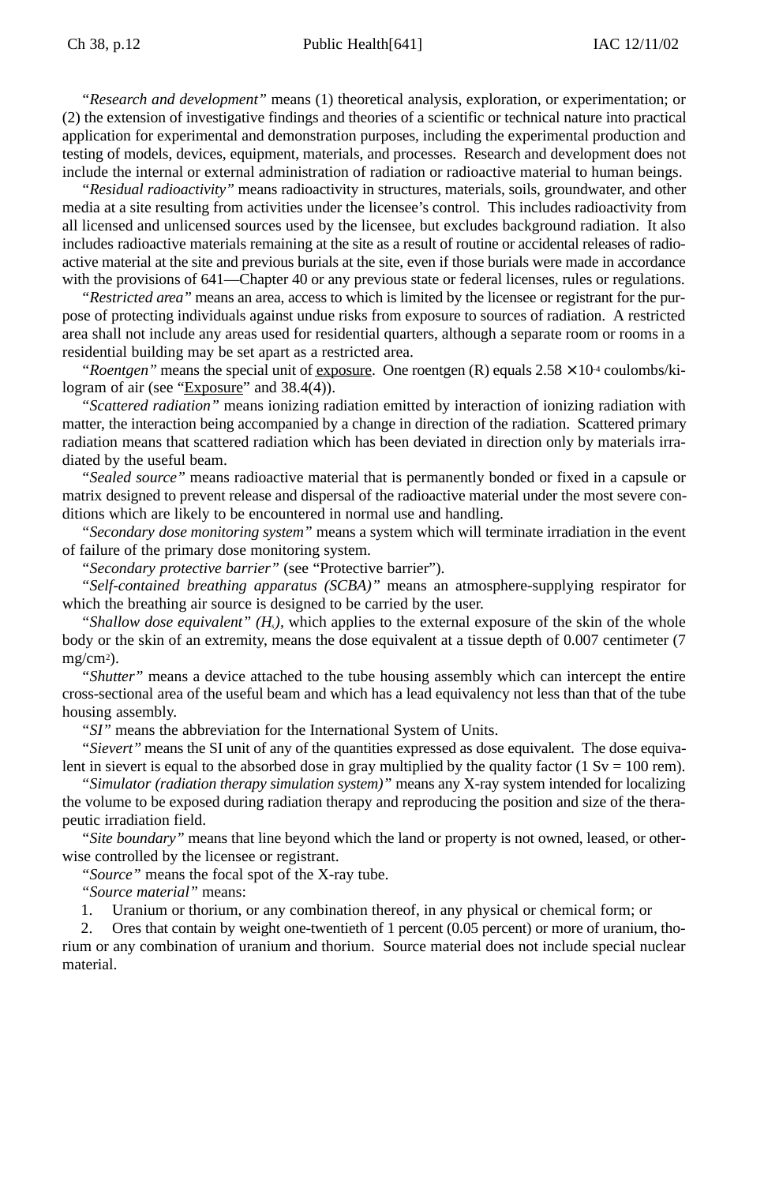"*Research and development*" means (1) theoretical analysis, exploration, or experimentation; or (2) the extension of investigative findings and theories of a scientific or technical nature into practical application for experimental and demonstration purposes, including the experimental production and testing of models, devices, equipment, materials, and processes. Research and development does not include the internal or external administration of radiation or radioactive material to human beings.

"*Residual radioactivity*" means radioactivity in structures, materials, soils, groundwater, and other media at a site resulting from activities under the licensee's control. This includes radioactivity from all licensed and unlicensed sources used by the licensee, but excludes background radiation. It also includes radioactive materials remaining at the site as a result of routine or accidental releases of radioactive material at the site and previous burials at the site, even if those burials were made in accordance with the provisions of 641—Chapter 40 or any previous state or federal licenses, rules or regulations.

"*Restricted area*" means an area, access to which is limited by the licensee or registrant for the purpose of protecting individuals against undue risks from exposure to sources of radiation. A restricted area shall not include any areas used for residential quarters, although a separate room or rooms in a residential building may be set apart as a restricted area.

"*Roentgen*" means the special unit of exposure. One roentgen (R) equals $2.58 \times 10^{-4}$ coulombs/kilogram of air (see "Exposure" and 38.4(4)).

"*Scattered radiation*" means ionizing radiation emitted by interaction of ionizing radiation with matter, the interaction being accompanied by a change in direction of the radiation. Scattered primary radiation means that scattered radiation which has been deviated in direction only by materials irradiated by the useful beam.

"*Sealed source*" means radioactive material that is permanently bonded or fixed in a capsule or matrix designed to prevent release and dispersal of the radioactive material under the most severe conditions which are likely to be encountered in normal use and handling.

"*Secondary dose monitoring system*" means a system which will terminate irradiation in the event of failure of the primary dose monitoring system.

"*Secondary protective barrier*" (see "Protective barrier").

"*Self-contained breathing apparatus (SCBA)*" means an atmosphere-supplying respirator for which the breathing air source is designed to be carried by the user.

"*Shallow dose equivalent*" *($H_s$)*, which applies to the external exposure of the skin of the whole body or the skin of an extremity, means the dose equivalent at a tissue depth of 0.007 centimeter (7 $mg/cm^2$).

"*Shutter*" means a device attached to the tube housing assembly which can intercept the entire cross-sectional area of the useful beam and which has a lead equivalency not less than that of the tube housing assembly.

"*SI*" means the abbreviation for the International System of Units.

"*Sievert*" means the SI unit of any of the quantities expressed as dose equivalent. The dose equivalent in sievert is equal to the absorbed dose in gray multiplied by the quality factor (1 Sv = 100 rem).

"*Simulator (radiation therapy simulation system)*" means any X-ray system intended for localizing the volume to be exposed during radiation therapy and reproducing the position and size of the therapeutic irradiation field.

"*Site boundary*" means that line beyond which the land or property is not owned, leased, or otherwise controlled by the licensee or registrant.

"*Source*" means the focal spot of the X-ray tube.

"*Source material*" means:

1. Uranium or thorium, or any combination thereof, in any physical or chemical form; or
2. Ores that contain by weight one-twentieth of 1 percent (0.05 percent) or more of uranium, thorium or any combination of uranium and thorium. Source material does not include special nuclear material.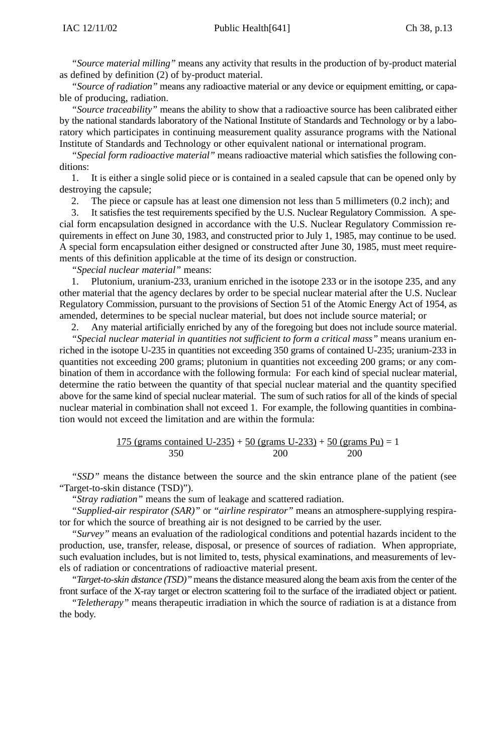*"Source material milling"* means any activity that results in the production of by-product material as defined by definition (2) of by-product material.

*"Source of radiation"* means any radioactive material or any device or equipment emitting, or capable of producing, radiation.

*"Source traceability"* means the ability to show that a radioactive source has been calibrated either by the national standards laboratory of the National Institute of Standards and Technology or by a laboratory which participates in continuing measurement quality assurance programs with the National Institute of Standards and Technology or other equivalent national or international program.

*"Special form radioactive material"* means radioactive material which satisfies the following conditions:

1. It is either a single solid piece or is contained in a sealed capsule that can be opened only by destroying the capsule;
2. The piece or capsule has at least one dimension not less than 5 millimeters (0.2 inch); and
3. It satisfies the test requirements specified by the U.S. Nuclear Regulatory Commission. A special form encapsulation designed in accordance with the U.S. Nuclear Regulatory Commission requirements in effect on June 30, 1983, and constructed prior to July 1, 1985, may continue to be used. A special form encapsulation either designed or constructed after June 30, 1985, must meet requirements of this definition applicable at the time of its design or construction.

*"Special nuclear material"* means:

1. Plutonium, uranium-233, uranium enriched in the isotope 233 or in the isotope 235, and any other material that the agency declares by order to be special nuclear material after the U.S. Nuclear Regulatory Commission, pursuant to the provisions of Section 51 of the Atomic Energy Act of 1954, as amended, determines to be special nuclear material, but does not include source material; or
2. Any material artificially enriched by any of the foregoing but does not include source material.

*"Special nuclear material in quantities not sufficient to form a critical mass"* means uranium enriched in the isotope U-235 in quantities not exceeding 350 grams of contained U-235; uranium-233 in quantities not exceeding 200 grams; plutonium in quantities not exceeding 200 grams; or any combination of them in accordance with the following formula: For each kind of special nuclear material, determine the ratio between the quantity of that special nuclear material and the quantity specified above for the same kind of special nuclear material. The sum of such ratios for all of the kinds of special nuclear material in combination shall not exceed 1. For example, the following quantities in combination would not exceed the limitation and are within the formula:

$$\frac{175 \text{ (grams contained U-235)}}{350} + \frac{50 \text{ (grams U-233)}}{200} + \frac{50 \text{ (grams Pu)}}{200} = 1$$

*"SSD"* means the distance between the source and the skin entrance plane of the patient (see "Target-to-skin distance (TSD)").

*"Stray radiation"* means the sum of leakage and scattered radiation.

*"Supplied-air respirator (SAR)"* or *"airline respirator"* means an atmosphere-supplying respirator for which the source of breathing air is not designed to be carried by the user.

*"Survey"* means an evaluation of the radiological conditions and potential hazards incident to the production, use, transfer, release, disposal, or presence of sources of radiation. When appropriate, such evaluation includes, but is not limited to, tests, physical examinations, and measurements of levels of radiation or concentrations of radioactive material present.

*"Target-to-skin distance (TSD)"* means the distance measured along the beam axis from the center of the front surface of the X-ray target or electron scattering foil to the surface of the irradiated object or patient.

*"Teletherapy"* means therapeutic irradiation in which the source of radiation is at a distance from the body.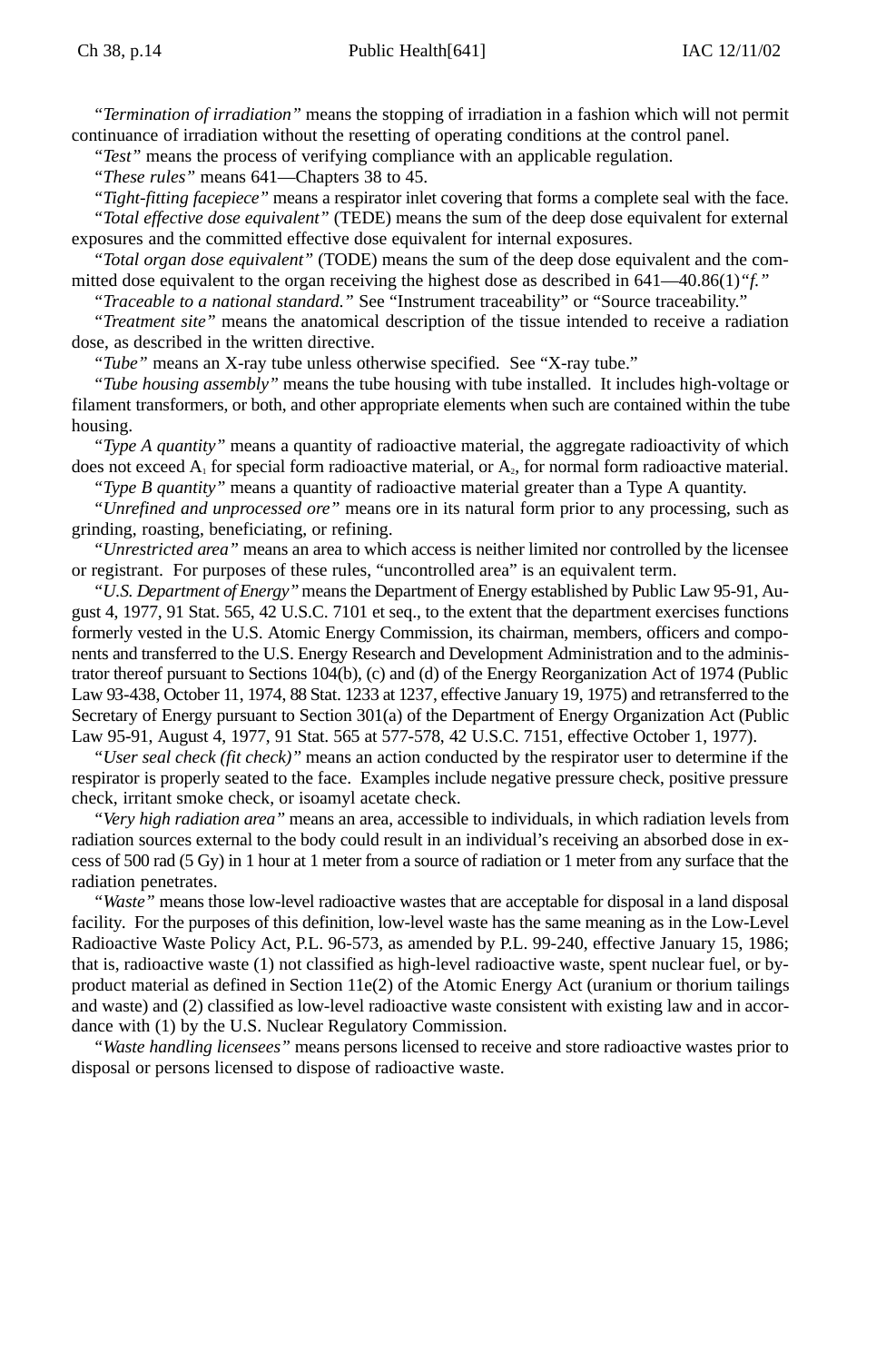"*Termination of irradiation*" means the stopping of irradiation in a fashion which will not permit continuance of irradiation without the resetting of operating conditions at the control panel.

"*Test*" means the process of verifying compliance with an applicable regulation.

"*These rules*" means 641—Chapters 38 to 45.

"*Tight-fitting facepiece*" means a respirator inlet covering that forms a complete seal with the face.

"*Total effective dose equivalent*" (TEDE) means the sum of the deep dose equivalent for external exposures and the committed effective dose equivalent for internal exposures.

"*Total organ dose equivalent*" (TODE) means the sum of the deep dose equivalent and the committed dose equivalent to the organ receiving the highest dose as described in 641—40.86(1)*"f."*

"*Traceable to a national standard.*" See "Instrument traceability" or "Source traceability."

"*Treatment site*" means the anatomical description of the tissue intended to receive a radiation dose, as described in the written directive.

"*Tube*" means an X-ray tube unless otherwise specified. See "X-ray tube."

"*Tube housing assembly*" means the tube housing with tube installed. It includes high-voltage or filament transformers, or both, and other appropriate elements when such are contained within the tube housing.

"*Type A quantity*" means a quantity of radioactive material, the aggregate radioactivity of which does not exceed $A_1$ for special form radioactive material, or $A_2$, for normal form radioactive material.

"*Type B quantity*" means a quantity of radioactive material greater than a Type A quantity.

"*Unrefined and unprocessed ore*" means ore in its natural form prior to any processing, such as grinding, roasting, beneficiating, or refining.

"*Unrestricted area*" means an area to which access is neither limited nor controlled by the licensee or registrant. For purposes of these rules, "uncontrolled area" is an equivalent term.

"*U.S. Department of Energy*" means the Department of Energy established by Public Law 95-91, August 4, 1977, 91 Stat. 565, 42 U.S.C. 7101 et seq., to the extent that the department exercises functions formerly vested in the U.S. Atomic Energy Commission, its chairman, members, officers and components and transferred to the U.S. Energy Research and Development Administration and to the administrator thereof pursuant to Sections 104(b), (c) and (d) of the Energy Reorganization Act of 1974 (Public Law 93-438, October 11, 1974, 88 Stat. 1233 at 1237, effective January 19, 1975) and retransferred to the Secretary of Energy pursuant to Section 301(a) of the Department of Energy Organization Act (Public Law 95-91, August 4, 1977, 91 Stat. 565 at 577-578, 42 U.S.C. 7151, effective October 1, 1977).

"*User seal check (fit check)*" means an action conducted by the respirator user to determine if the respirator is properly seated to the face. Examples include negative pressure check, positive pressure check, irritant smoke check, or isoamyl acetate check.

"*Very high radiation area*" means an area, accessible to individuals, in which radiation levels from radiation sources external to the body could result in an individual's receiving an absorbed dose in excess of 500 rad (5 Gy) in 1 hour at 1 meter from a source of radiation or 1 meter from any surface that the radiation penetrates.

"*Waste*" means those low-level radioactive wastes that are acceptable for disposal in a land disposal facility. For the purposes of this definition, low-level waste has the same meaning as in the Low-Level Radioactive Waste Policy Act, P.L. 96-573, as amended by P.L. 99-240, effective January 15, 1986; that is, radioactive waste (1) not classified as high-level radioactive waste, spent nuclear fuel, or byproduct material as defined in Section 11e(2) of the Atomic Energy Act (uranium or thorium tailings and waste) and (2) classified as low-level radioactive waste consistent with existing law and in accordance with (1) by the U.S. Nuclear Regulatory Commission.

"*Waste handling licensees*" means persons licensed to receive and store radioactive wastes prior to disposal or persons licensed to dispose of radioactive waste.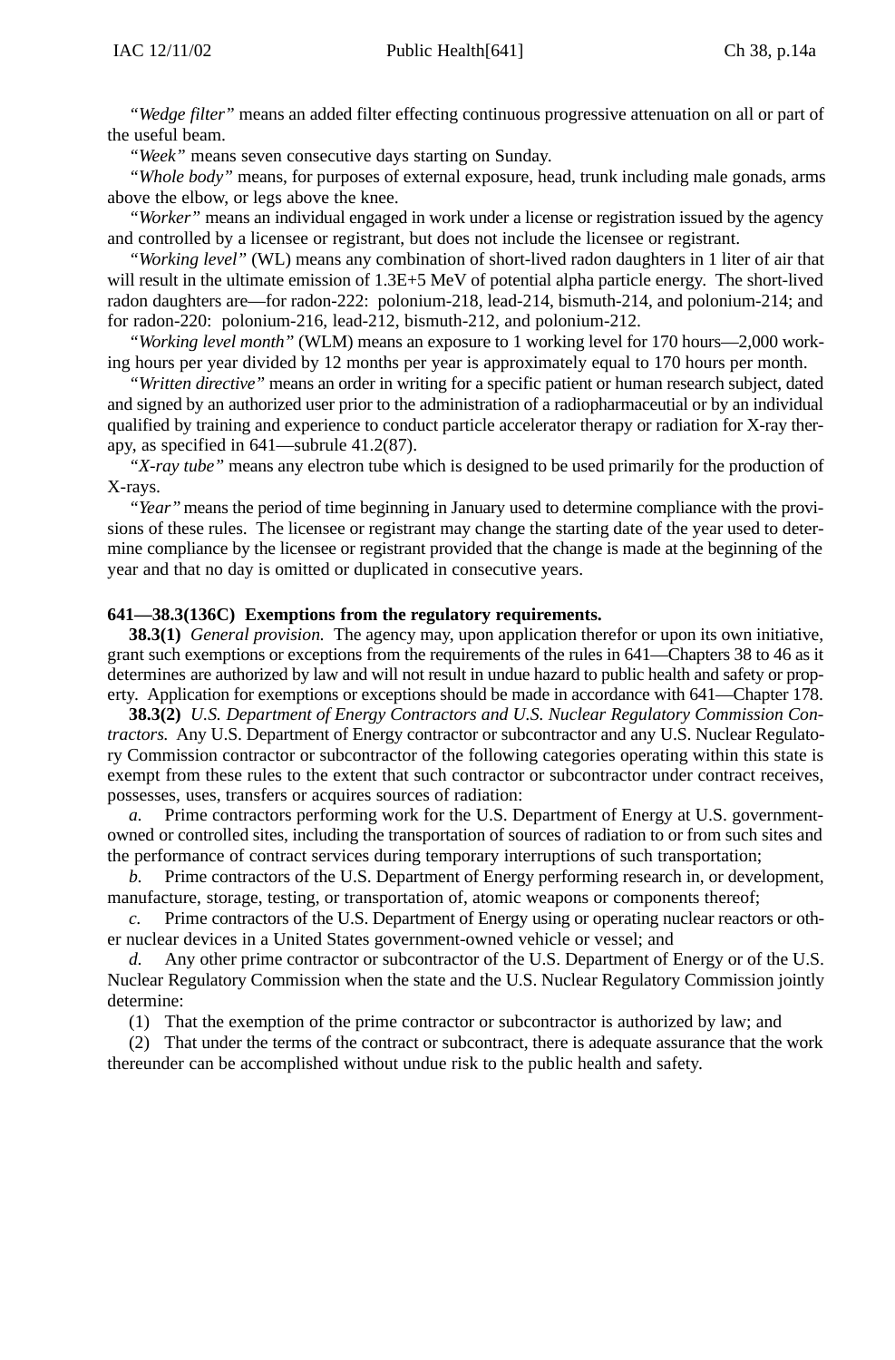"*Wedge filter*" means an added filter effecting continuous progressive attenuation on all or part of the useful beam.

"*Week*" means seven consecutive days starting on Sunday.

"*Whole body*" means, for purposes of external exposure, head, trunk including male gonads, arms above the elbow, or legs above the knee.

"*Worker*" means an individual engaged in work under a license or registration issued by the agency and controlled by a licensee or registrant, but does not include the licensee or registrant.

"*Working level*" (WL) means any combination of short-lived radon daughters in 1 liter of air that will result in the ultimate emission of 1.3E+5 MeV of potential alpha particle energy. The short-lived radon daughters are—for radon-222: polonium-218, lead-214, bismuth-214, and polonium-214; and for radon-220: polonium-216, lead-212, bismuth-212, and polonium-212.

"*Working level month*" (WLM) means an exposure to 1 working level for 170 hours—2,000 working hours per year divided by 12 months per year is approximately equal to 170 hours per month.

"*Written directive*" means an order in writing for a specific patient or human research subject, dated and signed by an authorized user prior to the administration of a radiopharmaceutial or by an individual qualified by training and experience to conduct particle accelerator therapy or radiation for X-ray therapy, as specified in 641—subrule 41.2(87).

"*X-ray tube*" means any electron tube which is designed to be used primarily for the production of X-rays.

"*Year*" means the period of time beginning in January used to determine compliance with the provisions of these rules. The licensee or registrant may change the starting date of the year used to determine compliance by the licensee or registrant provided that the change is made at the beginning of the year and that no day is omitted or duplicated in consecutive years.

**641—38.3(136C) Exemptions from the regulatory requirements.**

**38.3(1)** *General provision.* The agency may, upon application therefor or upon its own initiative, grant such exemptions or exceptions from the requirements of the rules in 641—Chapters 38 to 46 as it determines are authorized by law and will not result in undue hazard to public health and safety or property. Application for exemptions or exceptions should be made in accordance with 641—Chapter 178.

**38.3(2)** *U.S. Department of Energy Contractors and U.S. Nuclear Regulatory Commission Contractors.* Any U.S. Department of Energy contractor or subcontractor and any U.S. Nuclear Regulatory Commission contractor or subcontractor of the following categories operating within this state is exempt from these rules to the extent that such contractor or subcontractor under contract receives, possesses, uses, transfers or acquires sources of radiation:

*a.* Prime contractors performing work for the U.S. Department of Energy at U.S. government-owned or controlled sites, including the transportation of sources of radiation to or from such sites and the performance of contract services during temporary interruptions of such transportation;

*b.* Prime contractors of the U.S. Department of Energy performing research in, or development, manufacture, storage, testing, or transportation of, atomic weapons or components thereof;

*c.* Prime contractors of the U.S. Department of Energy using or operating nuclear reactors or other nuclear devices in a United States government-owned vehicle or vessel; and

*d.* Any other prime contractor or subcontractor of the U.S. Department of Energy or of the U.S. Nuclear Regulatory Commission when the state and the U.S. Nuclear Regulatory Commission jointly determine:

(1) That the exemption of the prime contractor or subcontractor is authorized by law; and

(2) That under the terms of the contract or subcontract, there is adequate assurance that the work thereunder can be accomplished without undue risk to the public health and safety.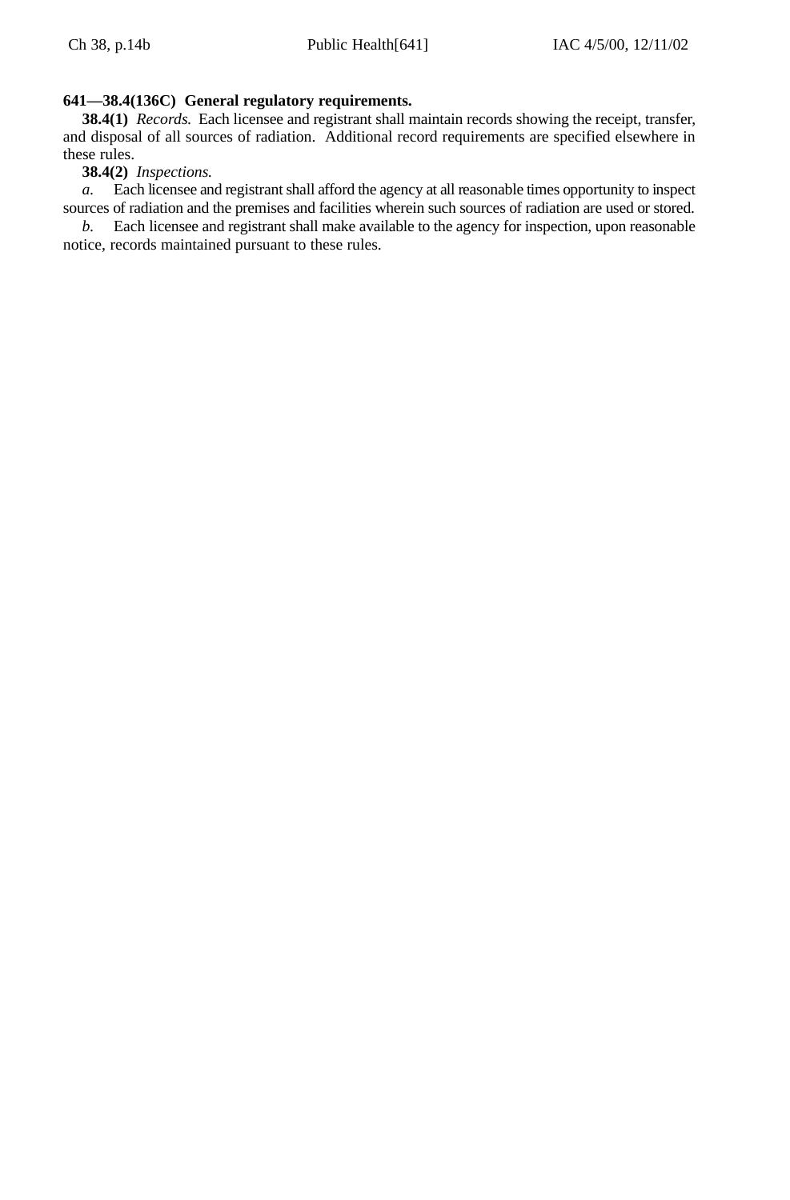**641—38.4(136C) General regulatory requirements.**

**38.4(1)** *Records.* Each licensee and registrant shall maintain records showing the receipt, transfer, and disposal of all sources of radiation. Additional record requirements are specified elsewhere in these rules.

**38.4(2)** *Inspections.*

*a.* Each licensee and registrant shall afford the agency at all reasonable times opportunity to inspect sources of radiation and the premises and facilities wherein such sources of radiation are used or stored.

*b.* Each licensee and registrant shall make available to the agency for inspection, upon reasonable notice, records maintained pursuant to these rules.